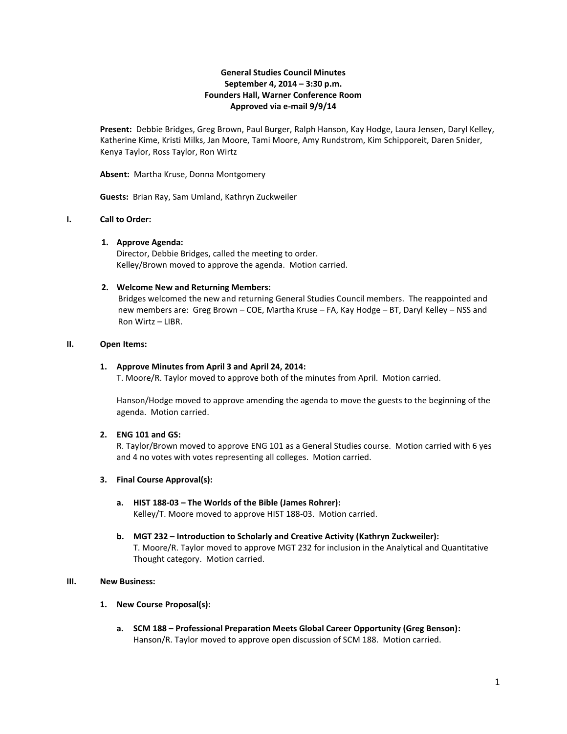**General Studies Council Minutes**
**September 4, 2014 – 3:30 p.m.**
**Founders Hall, Warner Conference Room**
**Approved via e-mail 9/9/14**

**Present:** Debbie Bridges, Greg Brown, Paul Burger, Ralph Hanson, Kay Hodge, Laura Jensen, Daryl Kelley, Katherine Kime, Kristi Milks, Jan Moore, Tami Moore, Amy Rundstrom, Kim Schipporeit, Daren Snider, Kenya Taylor, Ross Taylor, Ron Wirtz

**Absent:** Martha Kruse, Donna Montgomery

**Guests:** Brian Ray, Sam Umland, Kathryn Zuckweiler

**I. Call to Order:**

1. **Approve Agenda:**
   Director, Debbie Bridges, called the meeting to order.
   Kelley/Brown moved to approve the agenda. Motion carried.

2. **Welcome New and Returning Members:**
   Bridges welcomed the new and returning General Studies Council members. The reappointed and new members are: Greg Brown – COE, Martha Kruse – FA, Kay Hodge – BT, Daryl Kelley – NSS and Ron Wirtz – LIBR.

**II. Open Items:**

1. **Approve Minutes from April 3 and April 24, 2014:**
   T. Moore/R. Taylor moved to approve both of the minutes from April. Motion carried.

   Hanson/Hodge moved to approve amending the agenda to move the guests to the beginning of the agenda. Motion carried.

2. **ENG 101 and GS:**
   R. Taylor/Brown moved to approve ENG 101 as a General Studies course. Motion carried with 6 yes and 4 no votes with votes representing all colleges. Motion carried.

3. **Final Course Approval(s):**

   a. **HIST 188-03 – The Worlds of the Bible (James Rohrer):**
      Kelley/T. Moore moved to approve HIST 188-03. Motion carried.

   b. **MGT 232 – Introduction to Scholarly and Creative Activity (Kathryn Zuckweiler):**
      T. Moore/R. Taylor moved to approve MGT 232 for inclusion in the Analytical and Quantitative Thought category. Motion carried.

**III. New Business:**

1. **New Course Proposal(s):**

   a. **SCM 188 – Professional Preparation Meets Global Career Opportunity (Greg Benson):**
      Hanson/R. Taylor moved to approve open discussion of SCM 188. Motion carried.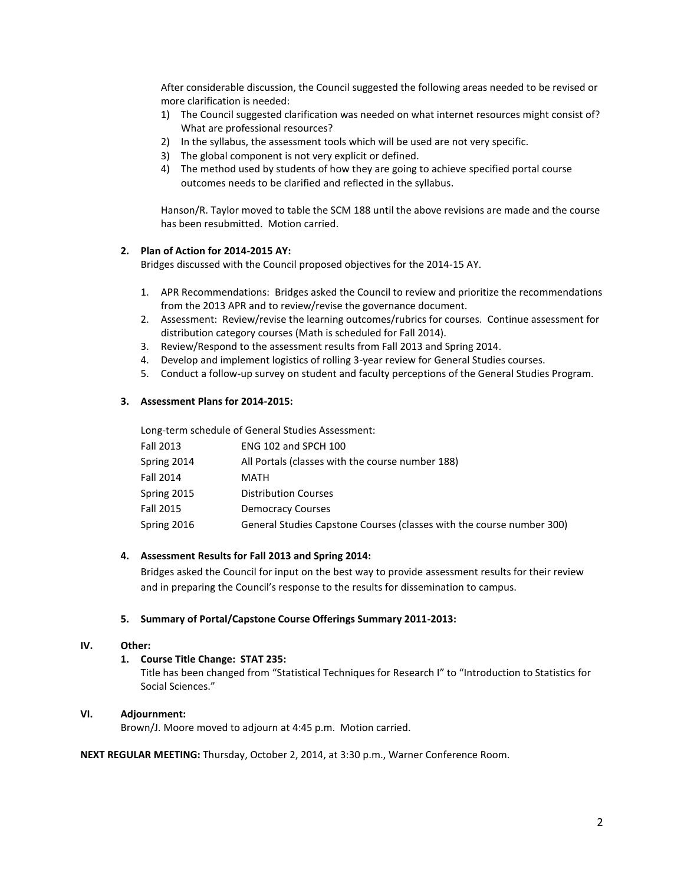After considerable discussion, the Council suggested the following areas needed to be revised or more clarification is needed:

1) The Council suggested clarification was needed on what internet resources might consist of? What are professional resources?
2) In the syllabus, the assessment tools which will be used are not very specific.
3) The global component is not very explicit or defined.
4) The method used by students of how they are going to achieve specified portal course outcomes needs to be clarified and reflected in the syllabus.

Hanson/R. Taylor moved to table the SCM 188 until the above revisions are made and the course has been resubmitted. Motion carried.

**2. Plan of Action for 2014-2015 AY:**

Bridges discussed with the Council proposed objectives for the 2014-15 AY.

1. APR Recommendations: Bridges asked the Council to review and prioritize the recommendations from the 2013 APR and to review/revise the governance document.
2. Assessment: Review/revise the learning outcomes/rubrics for courses. Continue assessment for distribution category courses (Math is scheduled for Fall 2014).
3. Review/Respond to the assessment results from Fall 2013 and Spring 2014.
4. Develop and implement logistics of rolling 3-year review for General Studies courses.
5. Conduct a follow-up survey on student and faculty perceptions of the General Studies Program.

**3. Assessment Plans for 2014-2015:**

Long-term schedule of General Studies Assessment:

| | |
|---|---|
| Fall 2013 | ENG 102 and SPCH 100 |
| Spring 2014 | All Portals (classes with the course number 188) |
| Fall 2014 | MATH |
| Spring 2015 | Distribution Courses |
| Fall 2015 | Democracy Courses |
| Spring 2016 | General Studies Capstone Courses (classes with the course number 300) |

**4. Assessment Results for Fall 2013 and Spring 2014:**

Bridges asked the Council for input on the best way to provide assessment results for their review and in preparing the Council's response to the results for dissemination to campus.

**5. Summary of Portal/Capstone Course Offerings Summary 2011-2013:**

**IV. Other:**

**1. Course Title Change: STAT 235:**

Title has been changed from "Statistical Techniques for Research I" to "Introduction to Statistics for Social Sciences."

**VI. Adjournment:**

Brown/J. Moore moved to adjourn at 4:45 p.m. Motion carried.

**NEXT REGULAR MEETING:** Thursday, October 2, 2014, at 3:30 p.m., Warner Conference Room.